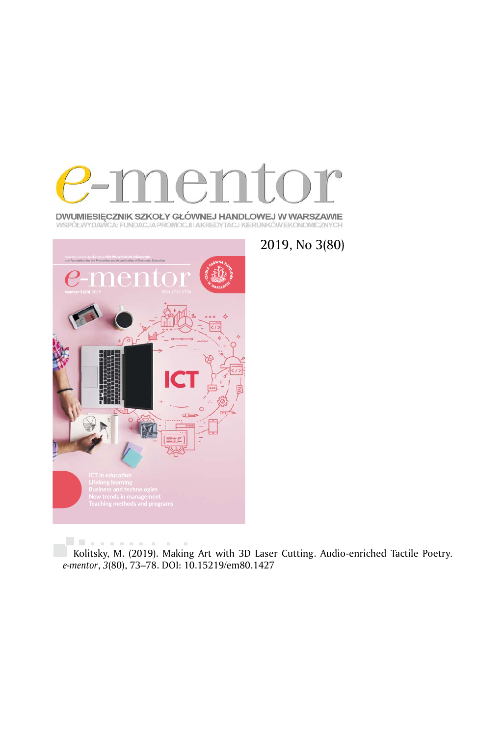# e-mentor

DWUMIESIĘCZNIK SZKOŁY GŁÓWNEJ HANDLOWEJ W WARSZAWIE
WSPÓŁWYDAWCA: FUNDACJA PROMOCJI I AKREDYTACJI KIERUNKÓW EKONOMICZNYCH

2019, No 3(80)

Kolitsky, M. (2019). Making Art with 3D Laser Cutting. Audio-enriched Tactile Poetry. *e-mentor*, *3*(80), 73–78. DOI: 10.15219/em80.1427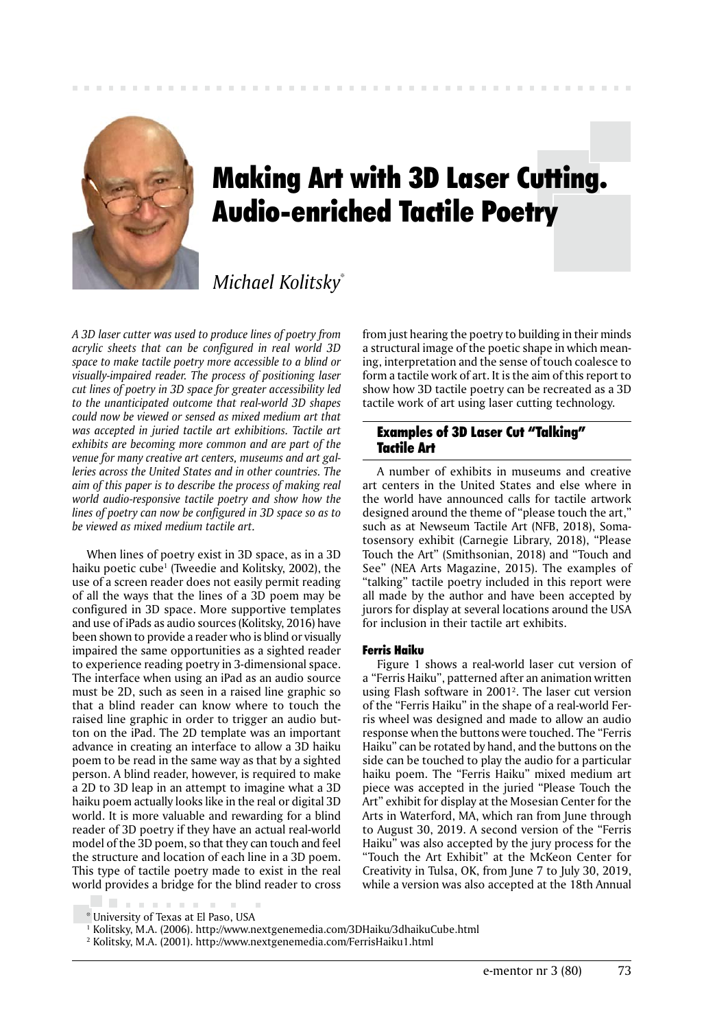# Making Art with 3D Laser Cutting. Audio-enriched Tactile Poetry

*Michael Kolitsky*[*]

*A 3D laser cutter was used to produce lines of poetry from acrylic sheets that can be configured in real world 3D space to make tactile poetry more accessible to a blind or visually-impaired reader. The process of positioning laser cut lines of poetry in 3D space for greater accessibility led to the unanticipated outcome that real-world 3D shapes could now be viewed or sensed as mixed medium art that was accepted in juried tactile art exhibitions. Tactile art exhibits are becoming more common and are part of the venue for many creative art centers, museums and art galleries across the United States and in other countries. The aim of this paper is to describe the process of making real world audio-responsive tactile poetry and show how the lines of poetry can now be configured in 3D space so as to be viewed as mixed medium tactile art.*

When lines of poetry exist in 3D space, as in a 3D haiku poetic cube[1] (Tweedie and Kolitsky, 2002), the use of a screen reader does not easily permit reading of all the ways that the lines of a 3D poem may be configured in 3D space. More supportive templates and use of iPads as audio sources (Kolitsky, 2016) have been shown to provide a reader who is blind or visually impaired the same opportunities as a sighted reader to experience reading poetry in 3-dimensional space. The interface when using an iPad as an audio source must be 2D, such as seen in a raised line graphic so that a blind reader can know where to touch the raised line graphic in order to trigger an audio button on the iPad. The 2D template was an important advance in creating an interface to allow a 3D haiku poem to be read in the same way as that by a sighted person. A blind reader, however, is required to make a 2D to 3D leap in an attempt to imagine what a 3D haiku poem actually looks like in the real or digital 3D world. It is more valuable and rewarding for a blind reader of 3D poetry if they have an actual real-world model of the 3D poem, so that they can touch and feel the structure and location of each line in a 3D poem. This type of tactile poetry made to exist in the real world provides a bridge for the blind reader to cross from just hearing the poetry to building in their minds a structural image of the poetic shape in which meaning, interpretation and the sense of touch coalesce to form a tactile work of art. It is the aim of this report to show how 3D tactile poetry can be recreated as a 3D tactile work of art using laser cutting technology.

## Examples of 3D Laser Cut "Talking" Tactile Art

A number of exhibits in museums and creative art centers in the United States and else where in the world have announced calls for tactile artwork designed around the theme of "please touch the art," such as at Newseum Tactile Art (NFB, 2018), Somatosensory exhibit (Carnegie Library, 2018), "Please Touch the Art" (Smithsonian, 2018) and "Touch and See" (NEA Arts Magazine, 2015). The examples of "talking" tactile poetry included in this report were all made by the author and have been accepted by jurors for display at several locations around the USA for inclusion in their tactile art exhibits.

### Ferris Haiku

Figure 1 shows a real-world laser cut version of a "Ferris Haiku", patterned after an animation written using Flash software in 2001[2]. The laser cut version of the "Ferris Haiku" in the shape of a real-world Ferris wheel was designed and made to allow an audio response when the buttons were touched. The "Ferris Haiku" can be rotated by hand, and the buttons on the side can be touched to play the audio for a particular haiku poem. The "Ferris Haiku" mixed medium art piece was accepted in the juried "Please Touch the Art" exhibit for display at the Mosesian Center for the Arts in Waterford, MA, which ran from June through to August 30, 2019. A second version of the "Ferris Haiku" was also accepted by the jury process for the "Touch the Art Exhibit" at the McKeon Center for Creativity in Tulsa, OK, from June 7 to July 30, 2019, while a version was also accepted at the 18th Annual

[*] University of Texas at El Paso, USA

[1] Kolitsky, M.A. (2006). http://www.nextgenemedia.com/3DHaiku/3dhaikuCube.html

[2] Kolitsky, M.A. (2001). http://www.nextgenemedia.com/FerrisHaiku1.html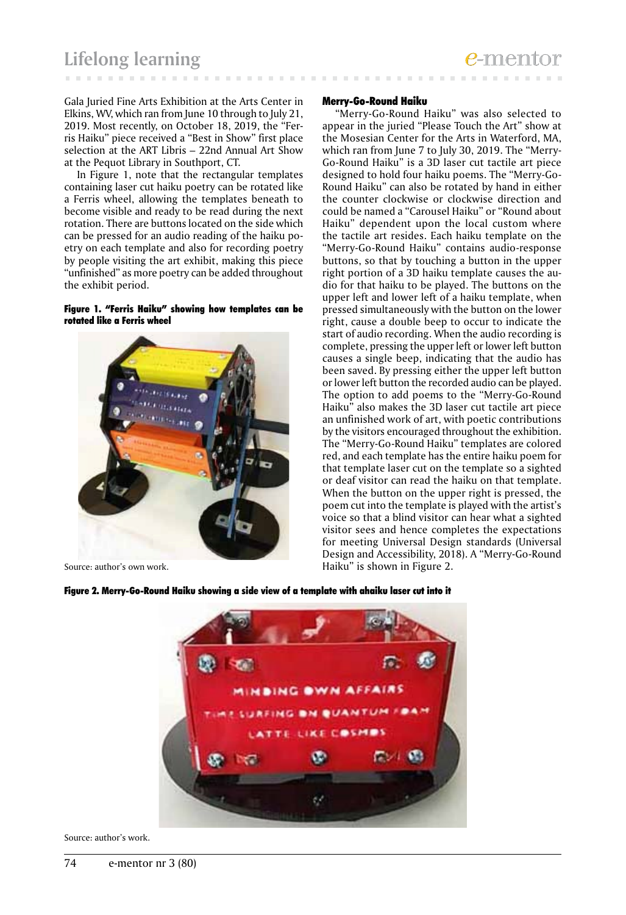Gala Juried Fine Arts Exhibition at the Arts Center in Elkins, WV, which ran from June 10 through to July 21, 2019. Most recently, on October 18, 2019, the "Ferris Haiku" piece received a "Best in Show" first place selection at the ART Libris – 22nd Annual Art Show at the Pequot Library in Southport, CT.

In Figure 1, note that the rectangular templates containing laser cut haiku poetry can be rotated like a Ferris wheel, allowing the templates beneath to become visible and ready to be read during the next rotation. There are buttons located on the side which can be pressed for an audio reading of the haiku poetry on each template and also for recording poetry by people visiting the art exhibit, making this piece "unfinished" as more poetry can be added throughout the exhibit period.

**Figure 1. "Ferris Haiku" showing how templates can be rotated like a Ferris wheel**

Source: author's own work.

#### Merry-Go-Round Haiku

"Merry-Go-Round Haiku" was also selected to appear in the juried "Please Touch the Art" show at the Mosesian Center for the Arts in Waterford, MA, which ran from June 7 to July 30, 2019. The "Merry-Go-Round Haiku" is a 3D laser cut tactile art piece designed to hold four haiku poems. The "Merry-Go-Round Haiku" can also be rotated by hand in either the counter clockwise or clockwise direction and could be named a "Carousel Haiku" or "Round about Haiku" dependent upon the local custom where the tactile art resides. Each haiku template on the "Merry-Go-Round Haiku" contains audio-response buttons, so that by touching a button in the upper right portion of a 3D haiku template causes the audio for that haiku to be played. The buttons on the upper left and lower left of a haiku template, when pressed simultaneously with the button on the lower right, cause a double beep to occur to indicate the start of audio recording. When the audio recording is complete, pressing the upper left or lower left button causes a single beep, indicating that the audio has been saved. By pressing either the upper left button or lower left button the recorded audio can be played. The option to add poems to the "Merry-Go-Round Haiku" also makes the 3D laser cut tactile art piece an unfinished work of art, with poetic contributions by the visitors encouraged throughout the exhibition. The "Merry-Go-Round Haiku" templates are colored red, and each template has the entire haiku poem for that template laser cut on the template so a sighted or deaf visitor can read the haiku on that template. When the button on the upper right is pressed, the poem cut into the template is played with the artist's voice so that a blind visitor can hear what a sighted visitor sees and hence completes the expectations for meeting Universal Design standards (Universal Design and Accessibility, 2018). A "Merry-Go-Round Haiku" is shown in Figure 2.

**Figure 2. Merry-Go-Round Haiku showing a side view of a template with ahaiku laser cut into it**

Source: author's work.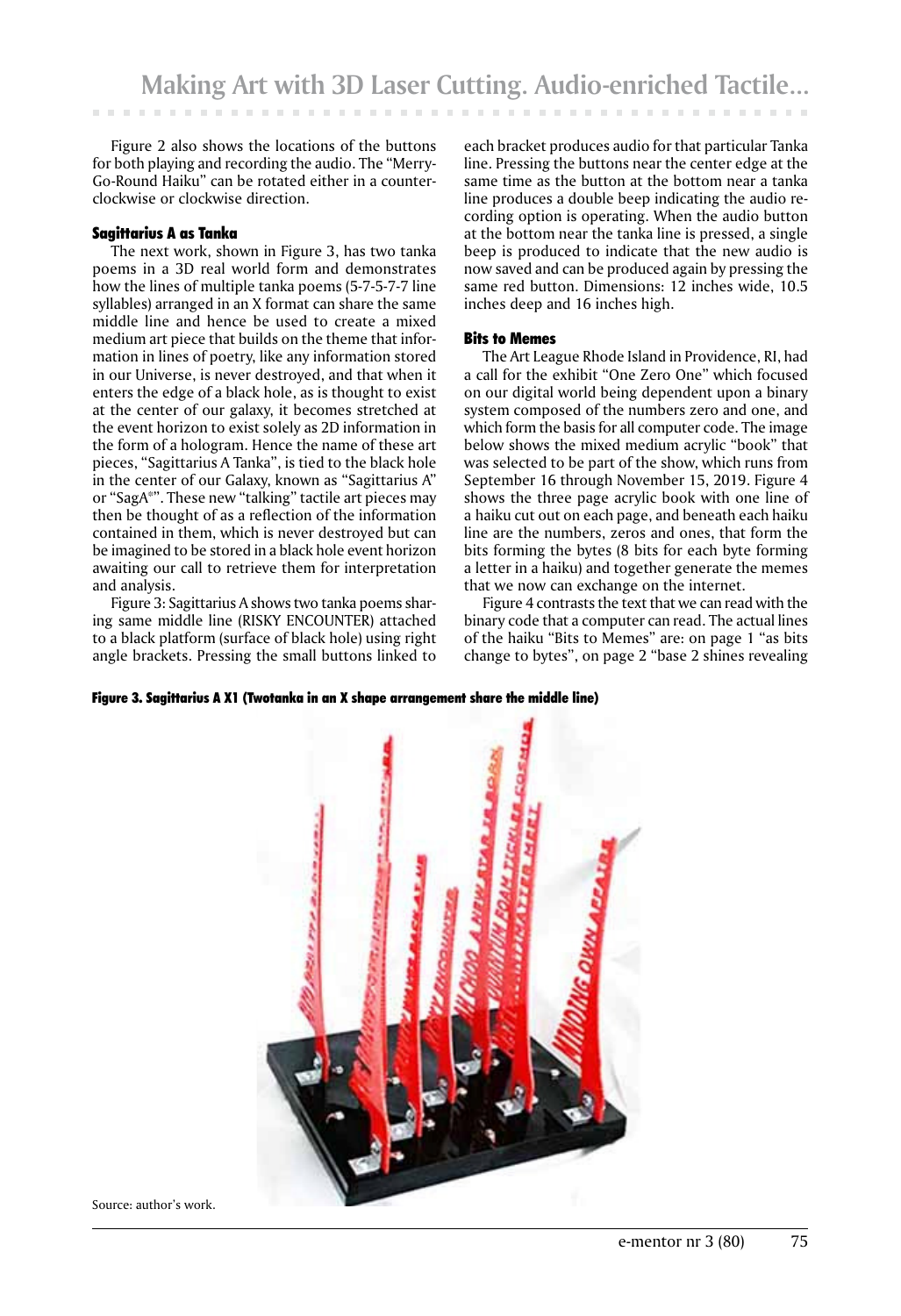Figure 2 also shows the locations of the buttons for both playing and recording the audio. The "Merry-Go-Round Haiku" can be rotated either in a counterclockwise or clockwise direction.

### Sagittarius A as Tanka

The next work, shown in Figure 3, has two tanka poems in a 3D real world form and demonstrates how the lines of multiple tanka poems (5-7-5-7-7 line syllables) arranged in an X format can share the same middle line and hence be used to create a mixed medium art piece that builds on the theme that information in lines of poetry, like any information stored in our Universe, is never destroyed, and that when it enters the edge of a black hole, as is thought to exist at the center of our galaxy, it becomes stretched at the event horizon to exist solely as 2D information in the form of a hologram. Hence the name of these art pieces, "Sagittarius A Tanka", is tied to the black hole in the center of our Galaxy, known as "Sagittarius A" or "SagA*". These new "talking" tactile art pieces may then be thought of as a reflection of the information contained in them, which is never destroyed but can be imagined to be stored in a black hole event horizon awaiting our call to retrieve them for interpretation and analysis.

Figure 3: Sagittarius A shows two tanka poems sharing same middle line (RISKY ENCOUNTER) attached to a black platform (surface of black hole) using right angle brackets. Pressing the small buttons linked to each bracket produces audio for that particular Tanka line. Pressing the buttons near the center edge at the same time as the button at the bottom near a tanka line produces a double beep indicating the audio recording option is operating. When the audio button at the bottom near the tanka line is pressed, a single beep is produced to indicate that the new audio is now saved and can be produced again by pressing the same red button. Dimensions: 12 inches wide, 10.5 inches deep and 16 inches high.

### Bits to Memes

The Art League Rhode Island in Providence, RI, had a call for the exhibit "One Zero One" which focused on our digital world being dependent upon a binary system composed of the numbers zero and one, and which form the basis for all computer code. The image below shows the mixed medium acrylic "book" that was selected to be part of the show, which runs from September 16 through November 15, 2019. Figure 4 shows the three page acrylic book with one line of a haiku cut out on each page, and beneath each haiku line are the numbers, zeros and ones, that form the bits forming the bytes (8 bits for each byte forming a letter in a haiku) and together generate the memes that we now can exchange on the internet.

Figure 4 contrasts the text that we can read with the binary code that a computer can read. The actual lines of the haiku "Bits to Memes" are: on page 1 "as bits change to bytes", on page 2 "base 2 shines revealing

**Figure 3. Sagittarius A X1 (Twotanka in an X shape arrangement share the middle line)**

Source: author's work.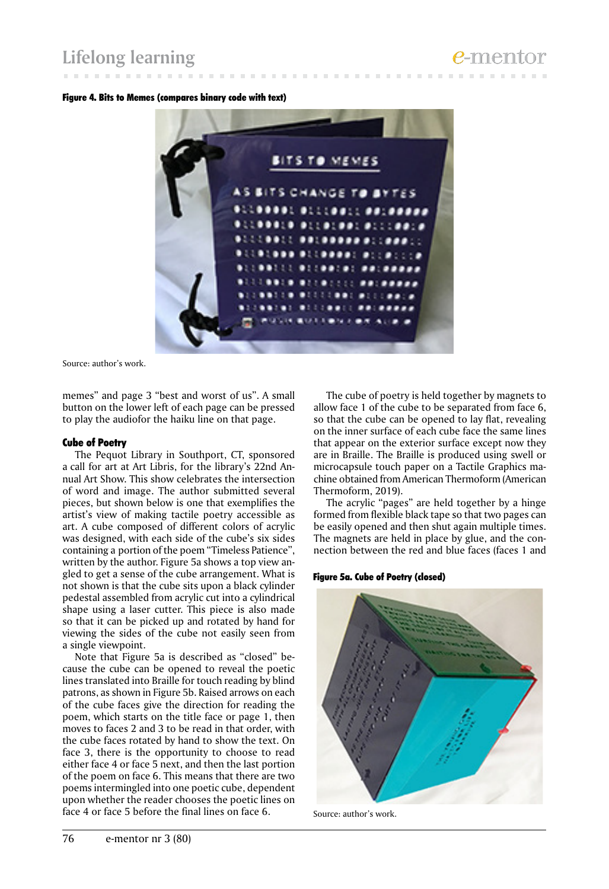**Figure 4. Bits to Memes (compares binary code with text)**

Source: author's work.

memes" and page 3 "best and worst of us". A small button on the lower left of each page can be pressed to play the audiofor the haiku line on that page.

### Cube of Poetry

The Pequot Library in Southport, CT, sponsored a call for art at Art Libris, for the library's 22nd Annual Art Show. This show celebrates the intersection of word and image. The author submitted several pieces, but shown below is one that exemplifies the artist's view of making tactile poetry accessible as art. A cube composed of different colors of acrylic was designed, with each side of the cube's six sides containing a portion of the poem "Timeless Patience", written by the author. Figure 5a shows a top view angled to get a sense of the cube arrangement. What is not shown is that the cube sits upon a black cylinder pedestal assembled from acrylic cut into a cylindrical shape using a laser cutter. This piece is also made so that it can be picked up and rotated by hand for viewing the sides of the cube not easily seen from a single viewpoint.

Note that Figure 5a is described as "closed" because the cube can be opened to reveal the poetic lines translated into Braille for touch reading by blind patrons, as shown in Figure 5b. Raised arrows on each of the cube faces give the direction for reading the poem, which starts on the title face or page 1, then moves to faces 2 and 3 to be read in that order, with the cube faces rotated by hand to show the text. On face 3, there is the opportunity to choose to read either face 4 or face 5 next, and then the last portion of the poem on face 6. This means that there are two poems intermingled into one poetic cube, dependent upon whether the reader chooses the poetic lines on face 4 or face 5 before the final lines on face 6.

The cube of poetry is held together by magnets to allow face 1 of the cube to be separated from face 6, so that the cube can be opened to lay flat, revealing on the inner surface of each cube face the same lines that appear on the exterior surface except now they are in Braille. The Braille is produced using swell or microcapsule touch paper on a Tactile Graphics machine obtained from American Thermoform (American Thermoform, 2019).

The acrylic "pages" are held together by a hinge formed from flexible black tape so that two pages can be easily opened and then shut again multiple times. The magnets are held in place by glue, and the connection between the red and blue faces (faces 1 and

**Figure 5a. Cube of Poetry (closed)**

Source: author's work.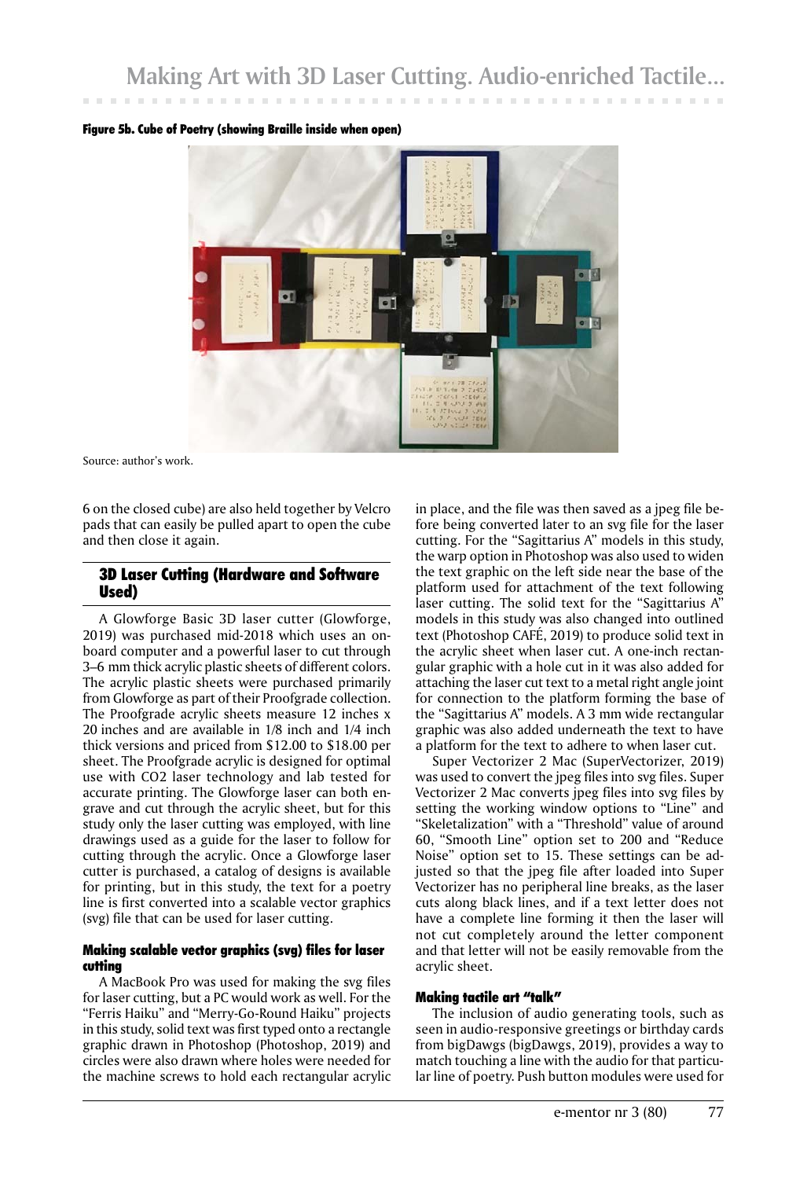**Figure 5b. Cube of Poetry (showing Braille inside when open)**

Source: author's work.

6 on the closed cube) are also held together by Velcro pads that can easily be pulled apart to open the cube and then close it again.

## 3D Laser Cutting (Hardware and Software Used)

A Glowforge Basic 3D laser cutter (Glowforge, 2019) was purchased mid-2018 which uses an onboard computer and a powerful laser to cut through 3–6 mm thick acrylic plastic sheets of different colors. The acrylic plastic sheets were purchased primarily from Glowforge as part of their Proofgrade collection. The Proofgrade acrylic sheets measure 12 inches x 20 inches and are available in 1/8 inch and 1/4 inch thick versions and priced from $12.00 to $18.00 per sheet. The Proofgrade acrylic is designed for optimal use with CO2 laser technology and lab tested for accurate printing. The Glowforge laser can both engrave and cut through the acrylic sheet, but for this study only the laser cutting was employed, with line drawings used as a guide for the laser to follow for cutting through the acrylic. Once a Glowforge laser cutter is purchased, a catalog of designs is available for printing, but in this study, the text for a poetry line is first converted into a scalable vector graphics (svg) file that can be used for laser cutting.

### Making scalable vector graphics (svg) files for laser cutting

A MacBook Pro was used for making the svg files for laser cutting, but a PC would work as well. For the "Ferris Haiku" and "Merry-Go-Round Haiku" projects in this study, solid text was first typed onto a rectangle graphic drawn in Photoshop (Photoshop, 2019) and circles were also drawn where holes were needed for the machine screws to hold each rectangular acrylic in place, and the file was then saved as a jpeg file before being converted later to an svg file for the laser cutting. For the "Sagittarius A" models in this study, the warp option in Photoshop was also used to widen the text graphic on the left side near the base of the platform used for attachment of the text following laser cutting. The solid text for the "Sagittarius A" models in this study was also changed into outlined text (Photoshop CAFÉ, 2019) to produce solid text in the acrylic sheet when laser cut. A one-inch rectangular graphic with a hole cut in it was also added for attaching the laser cut text to a metal right angle joint for connection to the platform forming the base of the "Sagittarius A" models. A 3 mm wide rectangular graphic was also added underneath the text to have a platform for the text to adhere to when laser cut.

Super Vectorizer 2 Mac (SuperVectorizer, 2019) was used to convert the jpeg files into svg files. Super Vectorizer 2 Mac converts jpeg files into svg files by setting the working window options to "Line" and "Skeletalization" with a "Threshold" value of around 60, "Smooth Line" option set to 200 and "Reduce Noise" option set to 15. These settings can be adjusted so that the jpeg file after loaded into Super Vectorizer has no peripheral line breaks, as the laser cuts along black lines, and if a text letter does not have a complete line forming it then the laser will not cut completely around the letter component and that letter will not be easily removable from the acrylic sheet.

### Making tactile art "talk"

The inclusion of audio generating tools, such as seen in audio-responsive greetings or birthday cards from bigDawgs (bigDawgs, 2019), provides a way to match touching a line with the audio for that particular line of poetry. Push button modules were used for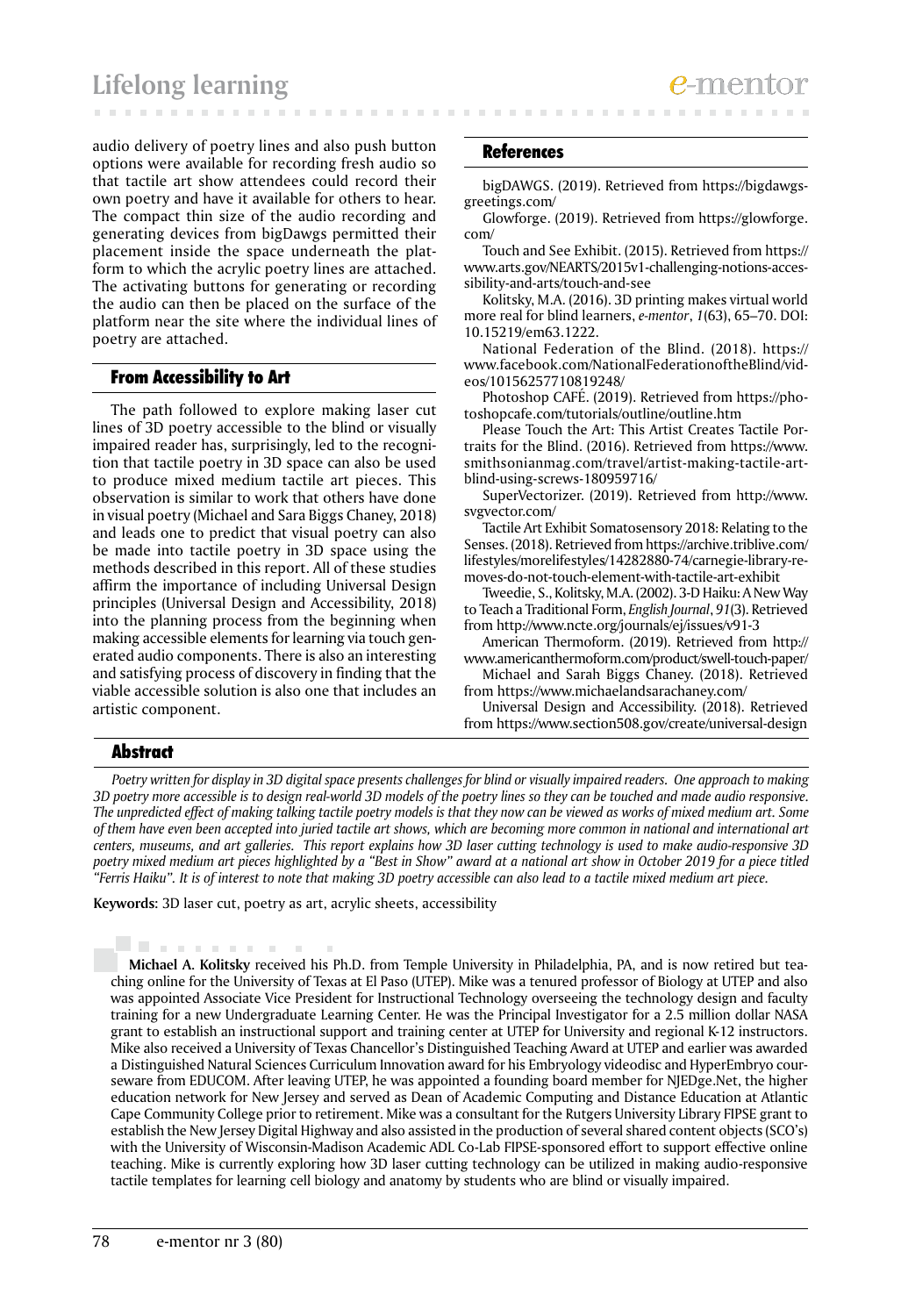audio delivery of poetry lines and also push button options were available for recording fresh audio so that tactile art show attendees could record their own poetry and have it available for others to hear. The compact thin size of the audio recording and generating devices from bigDawgs permitted their placement inside the space underneath the platform to which the acrylic poetry lines are attached. The activating buttons for generating or recording the audio can then be placed on the surface of the platform near the site where the individual lines of poetry are attached.

## From Accessibility to Art

The path followed to explore making laser cut lines of 3D poetry accessible to the blind or visually impaired reader has, surprisingly, led to the recognition that tactile poetry in 3D space can also be used to produce mixed medium tactile art pieces. This observation is similar to work that others have done in visual poetry (Michael and Sara Biggs Chaney, 2018) and leads one to predict that visual poetry can also be made into tactile poetry in 3D space using the methods described in this report. All of these studies affirm the importance of including Universal Design principles (Universal Design and Accessibility, 2018) into the planning process from the beginning when making accessible elements for learning via touch generated audio components. There is also an interesting and satisfying process of discovery in finding that the viable accessible solution is also one that includes an artistic component.

## References

bigDAWGS. (2019). Retrieved from https://bigdawgs-greetings.com/

Glowforge. (2019). Retrieved from https://glowforge.com/

Touch and See Exhibit. (2015). Retrieved from https://www.arts.gov/NEARTS/2015v1-challenging-notions-accessibility-and-arts/touch-and-see

Kolitsky, M.A. (2016). 3D printing makes virtual world more real for blind learners, *e-mentor*, *1*(63), 65–70. DOI: 10.15219/em63.1222.

National Federation of the Blind. (2018). https://www.facebook.com/NationalFederationoftheBlind/videos/10156257710819248/

Photoshop CAFÉ. (2019). Retrieved from https://photoshopcafe.com/tutorials/outline/outline.htm

Please Touch the Art: This Artist Creates Tactile Portraits for the Blind. (2016). Retrieved from https://www.smithsonianmag.com/travel/artist-making-tactile-art-blind-using-screws-180959716/

SuperVectorizer. (2019). Retrieved from http://www.svgvector.com/

Tactile Art Exhibit Somatosensory 2018: Relating to the Senses. (2018). Retrieved from https://archive.triblive.com/lifestyles/morelifestyles/14282880-74/carnegie-library-removes-do-not-touch-element-with-tactile-art-exhibit

Tweedie, S., Kolitsky, M.A. (2002). 3-D Haiku: A New Way to Teach a Traditional Form, *English Journal*, *91*(3). Retrieved from http://www.ncte.org/journals/ej/issues/v91-3

American Thermoform. (2019). Retrieved from http://www.americanthermoform.com/product/swell-touch-paper/

Michael and Sarah Biggs Chaney. (2018). Retrieved from https://www.michaelandsarachaney.com/

Universal Design and Accessibility. (2018). Retrieved from https://www.section508.gov/create/universal-design

## Abstract

*Poetry written for display in 3D digital space presents challenges for blind or visually impaired readers. One approach to making 3D poetry more accessible is to design real-world 3D models of the poetry lines so they can be touched and made audio responsive. The unpredicted effect of making talking tactile poetry models is that they now can be viewed as works of mixed medium art. Some of them have even been accepted into juried tactile art shows, which are becoming more common in national and international art centers, museums, and art galleries. This report explains how 3D laser cutting technology is used to make audio-responsive 3D poetry mixed medium art pieces highlighted by a "Best in Show" award at a national art show in October 2019 for a piece titled "Ferris Haiku". It is of interest to note that making 3D poetry accessible can also lead to a tactile mixed medium art piece.*

**Keywords**: 3D laser cut, poetry as art, acrylic sheets, accessibility

**Michael A. Kolitsky** received his Ph.D. from Temple University in Philadelphia, PA, and is now retired but teaching online for the University of Texas at El Paso (UTEP). Mike was a tenured professor of Biology at UTEP and also was appointed Associate Vice President for Instructional Technology overseeing the technology design and faculty training for a new Undergraduate Learning Center. He was the Principal Investigator for a 2.5 million dollar NASA grant to establish an instructional support and training center at UTEP for University and regional K-12 instructors. Mike also received a University of Texas Chancellor's Distinguished Teaching Award at UTEP and earlier was awarded a Distinguished Natural Sciences Curriculum Innovation award for his Embryology videodisc and HyperEmbryo courseware from EDUCOM. After leaving UTEP, he was appointed a founding board member for NJEDge.Net, the higher education network for New Jersey and served as Dean of Academic Computing and Distance Education at Atlantic Cape Community College prior to retirement. Mike was a consultant for the Rutgers University Library FIPSE grant to establish the New Jersey Digital Highway and also assisted in the production of several shared content objects (SCO's) with the University of Wisconsin-Madison Academic ADL Co-Lab FIPSE-sponsored effort to support effective online teaching. Mike is currently exploring how 3D laser cutting technology can be utilized in making audio-responsive tactile templates for learning cell biology and anatomy by students who are blind or visually impaired.